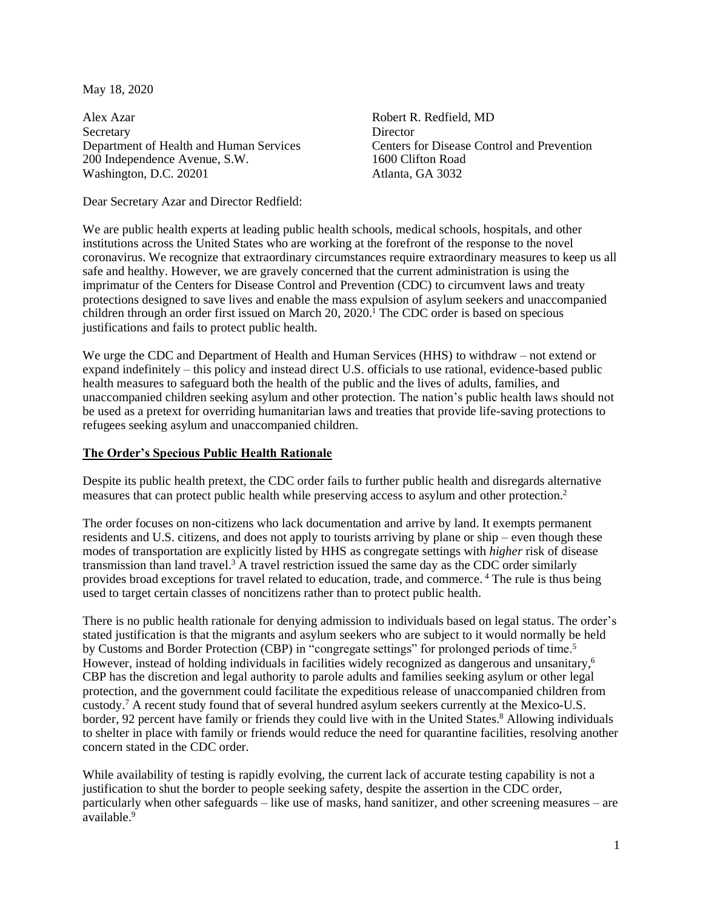May 18, 2020

Alex Azar
Secretary
Department of Health and Human Services
200 Independence Avenue, S.W.
Washington, D.C. 20201

Robert R. Redfield, MD
Director
Centers for Disease Control and Prevention
1600 Clifton Road
Atlanta, GA 3032

Dear Secretary Azar and Director Redfield:

We are public health experts at leading public health schools, medical schools, hospitals, and other institutions across the United States who are working at the forefront of the response to the novel coronavirus. We recognize that extraordinary circumstances require extraordinary measures to keep us all safe and healthy. However, we are gravely concerned that the current administration is using the imprimatur of the Centers for Disease Control and Prevention (CDC) to circumvent laws and treaty protections designed to save lives and enable the mass expulsion of asylum seekers and unaccompanied children through an order first issued on March 20, 2020.[1] The CDC order is based on specious justifications and fails to protect public health.

We urge the CDC and Department of Health and Human Services (HHS) to withdraw – not extend or expand indefinitely – this policy and instead direct U.S. officials to use rational, evidence-based public health measures to safeguard both the health of the public and the lives of adults, families, and unaccompanied children seeking asylum and other protection. The nation's public health laws should not be used as a pretext for overriding humanitarian laws and treaties that provide life-saving protections to refugees seeking asylum and unaccompanied children.

**<u>The Order's Specious Public Health Rationale</u>**

Despite its public health pretext, the CDC order fails to further public health and disregards alternative measures that can protect public health while preserving access to asylum and other protection.[2]

The order focuses on non-citizens who lack documentation and arrive by land. It exempts permanent residents and U.S. citizens, and does not apply to tourists arriving by plane or ship – even though these modes of transportation are explicitly listed by HHS as congregate settings with *higher* risk of disease transmission than land travel.[3] A travel restriction issued the same day as the CDC order similarly provides broad exceptions for travel related to education, trade, and commerce.[4] The rule is thus being used to target certain classes of noncitizens rather than to protect public health.

There is no public health rationale for denying admission to individuals based on legal status. The order's stated justification is that the migrants and asylum seekers who are subject to it would normally be held by Customs and Border Protection (CBP) in "congregate settings" for prolonged periods of time.[5] However, instead of holding individuals in facilities widely recognized as dangerous and unsanitary,[6] CBP has the discretion and legal authority to parole adults and families seeking asylum or other legal protection, and the government could facilitate the expeditious release of unaccompanied children from custody.[7] A recent study found that of several hundred asylum seekers currently at the Mexico-U.S. border, 92 percent have family or friends they could live with in the United States.[8] Allowing individuals to shelter in place with family or friends would reduce the need for quarantine facilities, resolving another concern stated in the CDC order.

While availability of testing is rapidly evolving, the current lack of accurate testing capability is not a justification to shut the border to people seeking safety, despite the assertion in the CDC order, particularly when other safeguards – like use of masks, hand sanitizer, and other screening measures – are available.[9]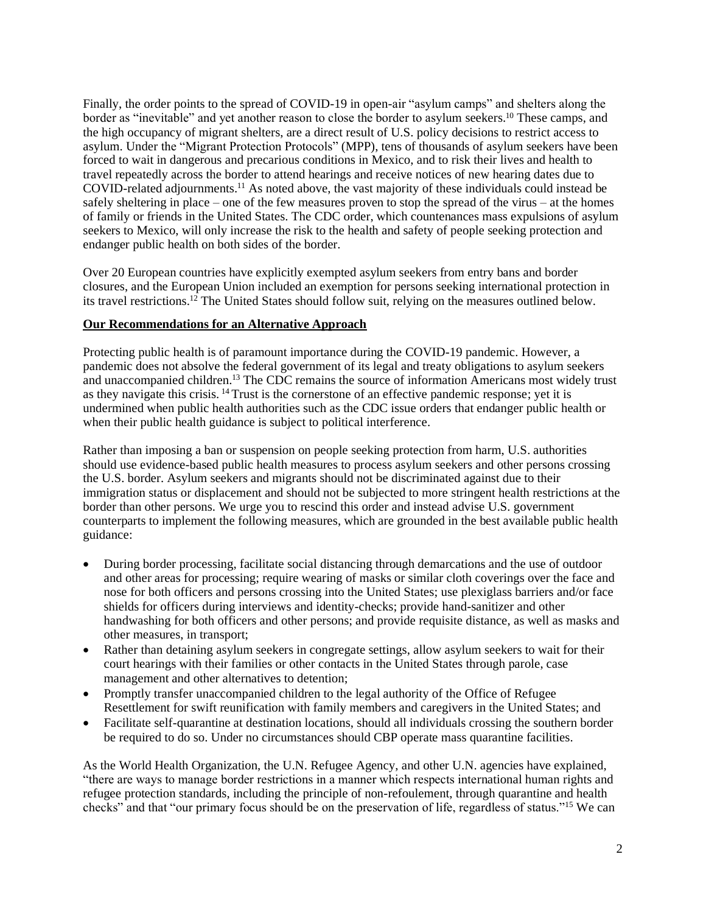Finally, the order points to the spread of COVID-19 in open-air "asylum camps" and shelters along the border as "inevitable" and yet another reason to close the border to asylum seekers.[10] These camps, and the high occupancy of migrant shelters, are a direct result of U.S. policy decisions to restrict access to asylum. Under the "Migrant Protection Protocols" (MPP), tens of thousands of asylum seekers have been forced to wait in dangerous and precarious conditions in Mexico, and to risk their lives and health to travel repeatedly across the border to attend hearings and receive notices of new hearing dates due to COVID-related adjournments.[11] As noted above, the vast majority of these individuals could instead be safely sheltering in place – one of the few measures proven to stop the spread of the virus – at the homes of family or friends in the United States. The CDC order, which countenances mass expulsions of asylum seekers to Mexico, will only increase the risk to the health and safety of people seeking protection and endanger public health on both sides of the border.

Over 20 European countries have explicitly exempted asylum seekers from entry bans and border closures, and the European Union included an exemption for persons seeking international protection in its travel restrictions.[12] The United States should follow suit, relying on the measures outlined below.

**Our Recommendations for an Alternative Approach**

Protecting public health is of paramount importance during the COVID-19 pandemic. However, a pandemic does not absolve the federal government of its legal and treaty obligations to asylum seekers and unaccompanied children.[13] The CDC remains the source of information Americans most widely trust as they navigate this crisis.[14] Trust is the cornerstone of an effective pandemic response; yet it is undermined when public health authorities such as the CDC issue orders that endanger public health or when their public health guidance is subject to political interference.

Rather than imposing a ban or suspension on people seeking protection from harm, U.S. authorities should use evidence-based public health measures to process asylum seekers and other persons crossing the U.S. border. Asylum seekers and migrants should not be discriminated against due to their immigration status or displacement and should not be subjected to more stringent health restrictions at the border than other persons. We urge you to rescind this order and instead advise U.S. government counterparts to implement the following measures, which are grounded in the best available public health guidance:

- During border processing, facilitate social distancing through demarcations and the use of outdoor and other areas for processing; require wearing of masks or similar cloth coverings over the face and nose for both officers and persons crossing into the United States; use plexiglass barriers and/or face shields for officers during interviews and identity-checks; provide hand-sanitizer and other handwashing for both officers and other persons; and provide requisite distance, as well as masks and other measures, in transport;
- Rather than detaining asylum seekers in congregate settings, allow asylum seekers to wait for their court hearings with their families or other contacts in the United States through parole, case management and other alternatives to detention;
- Promptly transfer unaccompanied children to the legal authority of the Office of Refugee Resettlement for swift reunification with family members and caregivers in the United States; and
- Facilitate self-quarantine at destination locations, should all individuals crossing the southern border be required to do so. Under no circumstances should CBP operate mass quarantine facilities.

As the World Health Organization, the U.N. Refugee Agency, and other U.N. agencies have explained, "there are ways to manage border restrictions in a manner which respects international human rights and refugee protection standards, including the principle of non-refoulement, through quarantine and health checks" and that "our primary focus should be on the preservation of life, regardless of status."[15] We can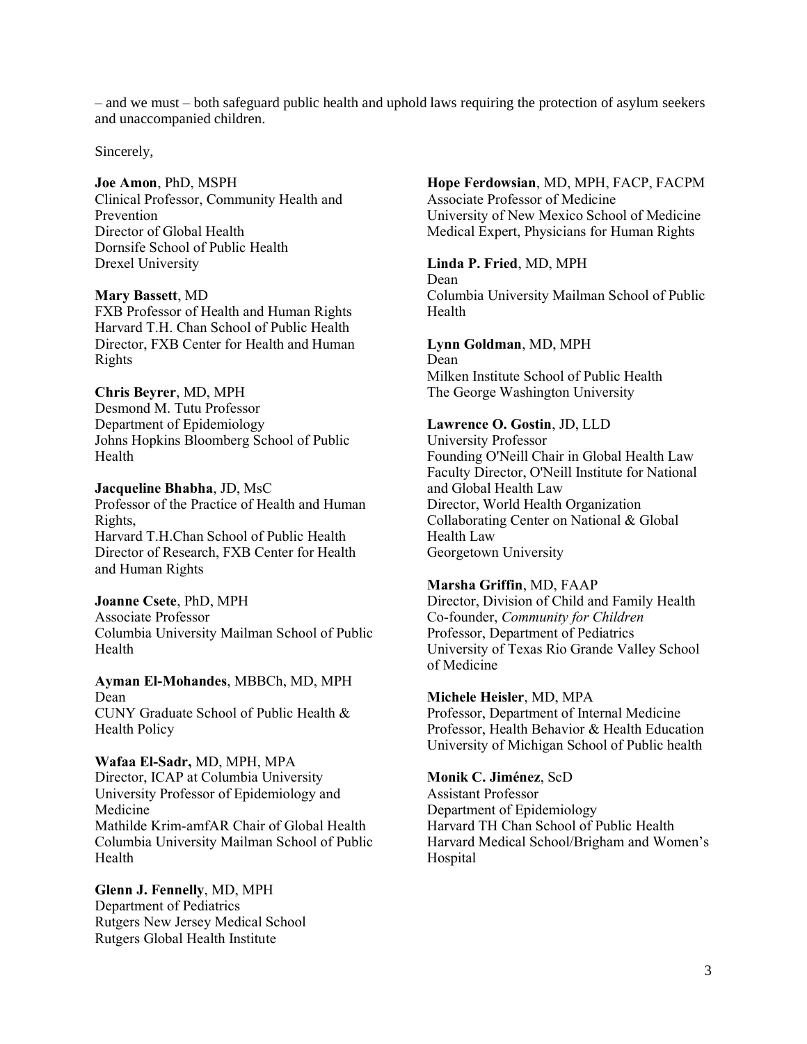– and we must – both safeguard public health and uphold laws requiring the protection of asylum seekers and unaccompanied children.

Sincerely,

**Joe Amon**, PhD, MSPH
Clinical Professor, Community Health and Prevention
Director of Global Health
Dornsife School of Public Health
Drexel University

**Mary Bassett**, MD
FXB Professor of Health and Human Rights
Harvard T.H. Chan School of Public Health
Director, FXB Center for Health and Human Rights

**Chris Beyrer**, MD, MPH
Desmond M. Tutu Professor
Department of Epidemiology
Johns Hopkins Bloomberg School of Public Health

**Jacqueline Bhabha**, JD, MsC
Professor of the Practice of Health and Human Rights,
Harvard T.H.Chan School of Public Health
Director of Research, FXB Center for Health and Human Rights

**Joanne Csete**, PhD, MPH
Associate Professor
Columbia University Mailman School of Public Health

**Ayman El-Mohandes**, MBBCh, MD, MPH
Dean
CUNY Graduate School of Public Health & Health Policy

**Wafaa El-Sadr,** MD, MPH, MPA
Director, ICAP at Columbia University
University Professor of Epidemiology and Medicine
Mathilde Krim-amfAR Chair of Global Health
Columbia University Mailman School of Public Health

**Glenn J. Fennelly**, MD, MPH
Department of Pediatrics
Rutgers New Jersey Medical School
Rutgers Global Health Institute

**Hope Ferdowsian**, MD, MPH, FACP, FACPM
Associate Professor of Medicine
University of New Mexico School of Medicine
Medical Expert, Physicians for Human Rights

**Linda P. Fried**, MD, MPH
Dean
Columbia University Mailman School of Public Health

**Lynn Goldman**, MD, MPH
Dean
Milken Institute School of Public Health
The George Washington University

**Lawrence O. Gostin**, JD, LLD
University Professor
Founding O'Neill Chair in Global Health Law
Faculty Director, O'Neill Institute for National and Global Health Law
Director, World Health Organization Collaborating Center on National & Global Health Law
Georgetown University

**Marsha Griffin**, MD, FAAP
Director, Division of Child and Family Health
Co-founder, *Community for Children*
Professor, Department of Pediatrics
University of Texas Rio Grande Valley School of Medicine

**Michele Heisler**, MD, MPA
Professor, Department of Internal Medicine
Professor, Health Behavior & Health Education
University of Michigan School of Public health

**Monik C. Jiménez**, ScD
Assistant Professor
Department of Epidemiology
Harvard TH Chan School of Public Health
Harvard Medical School/Brigham and Women's Hospital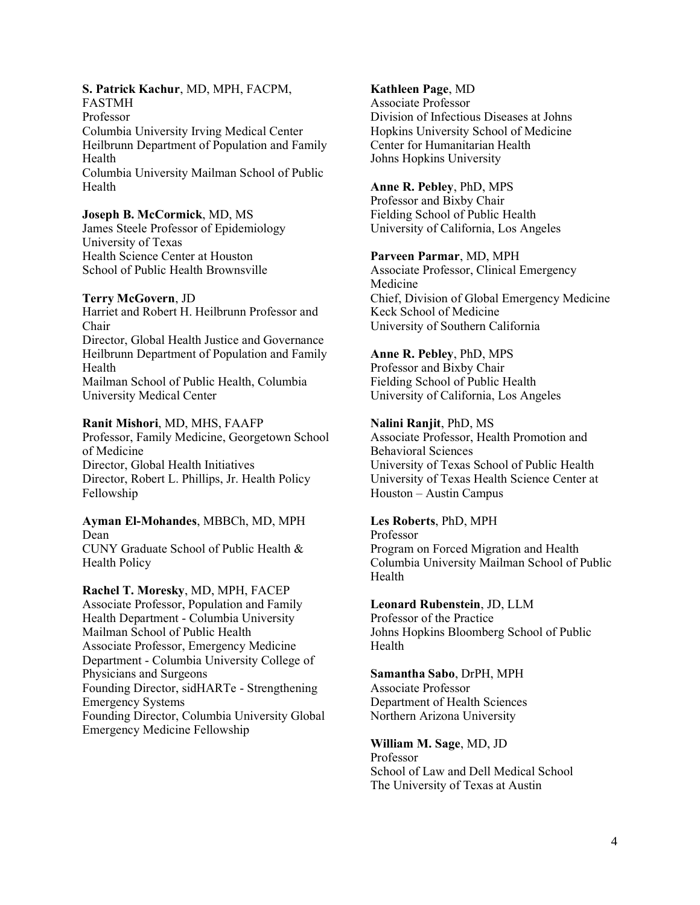**S. Patrick Kachur**, MD, MPH, FACPM, FASTMH
Professor
Columbia University Irving Medical Center
Heilbrunn Department of Population and Family Health
Columbia University Mailman School of Public Health

**Joseph B. McCormick**, MD, MS
James Steele Professor of Epidemiology
University of Texas
Health Science Center at Houston
School of Public Health Brownsville

**Terry McGovern**, JD
Harriet and Robert H. Heilbrunn Professor and Chair
Director, Global Health Justice and Governance
Heilbrunn Department of Population and Family Health
Mailman School of Public Health, Columbia University Medical Center

**Ranit Mishori**, MD, MHS, FAAFP
Professor, Family Medicine, Georgetown School of Medicine
Director, Global Health Initiatives
Director, Robert L. Phillips, Jr. Health Policy Fellowship

**Ayman El-Mohandes**, MBBCh, MD, MPH
Dean
CUNY Graduate School of Public Health & Health Policy

**Rachel T. Moresky**, MD, MPH, FACEP
Associate Professor, Population and Family Health Department - Columbia University Mailman School of Public Health
Associate Professor, Emergency Medicine Department - Columbia University College of Physicians and Surgeons
Founding Director, sidHARTe - Strengthening Emergency Systems
Founding Director, Columbia University Global Emergency Medicine Fellowship

**Kathleen Page**, MD
Associate Professor
Division of Infectious Diseases at Johns Hopkins University School of Medicine
Center for Humanitarian Health
Johns Hopkins University

**Anne R. Pebley**, PhD, MPS
Professor and Bixby Chair
Fielding School of Public Health
University of California, Los Angeles

**Parveen Parmar**, MD, MPH
Associate Professor, Clinical Emergency Medicine
Chief, Division of Global Emergency Medicine
Keck School of Medicine
University of Southern California

**Anne R. Pebley**, PhD, MPS
Professor and Bixby Chair
Fielding School of Public Health
University of California, Los Angeles

**Nalini Ranjit**, PhD, MS
Associate Professor, Health Promotion and Behavioral Sciences
University of Texas School of Public Health
University of Texas Health Science Center at Houston – Austin Campus

**Les Roberts**, PhD, MPH
Professor
Program on Forced Migration and Health
Columbia University Mailman School of Public Health

**Leonard Rubenstein**, JD, LLM
Professor of the Practice
Johns Hopkins Bloomberg School of Public Health

**Samantha Sabo**, DrPH, MPH
Associate Professor
Department of Health Sciences
Northern Arizona University

**William M. Sage**, MD, JD
Professor
School of Law and Dell Medical School
The University of Texas at Austin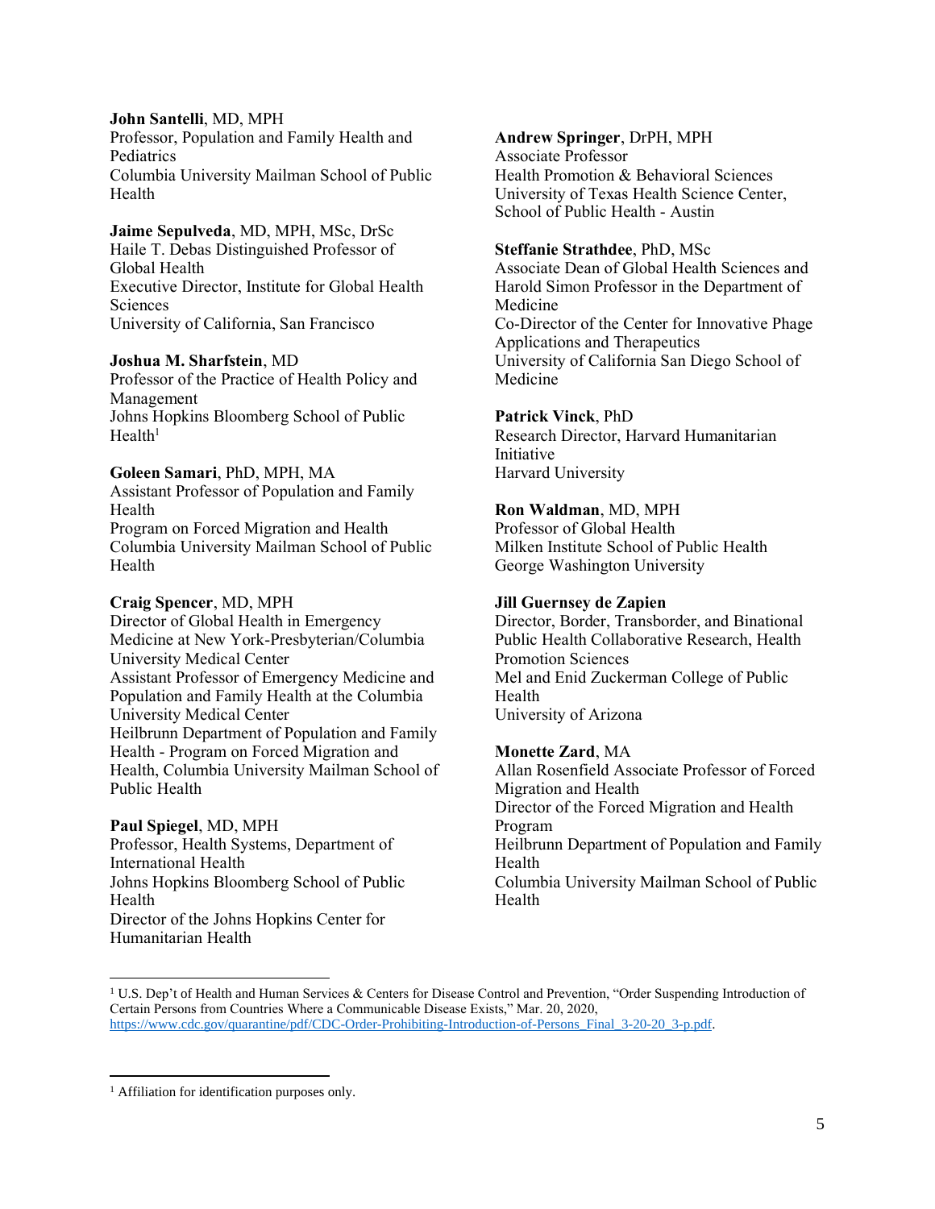**John Santelli**, MD, MPH
Professor, Population and Family Health and Pediatrics
Columbia University Mailman School of Public Health

**Jaime Sepulveda**, MD, MPH, MSc, DrSc
Haile T. Debas Distinguished Professor of Global Health
Executive Director, Institute for Global Health Sciences
University of California, San Francisco

**Joshua M. Sharfstein**, MD
Professor of the Practice of Health Policy and Management
Johns Hopkins Bloomberg School of Public Health[1]

**Goleen Samari**, PhD, MPH, MA
Assistant Professor of Population and Family Health
Program on Forced Migration and Health
Columbia University Mailman School of Public Health

**Craig Spencer**, MD, MPH
Director of Global Health in Emergency Medicine at New York-Presbyterian/Columbia University Medical Center
Assistant Professor of Emergency Medicine and Population and Family Health at the Columbia University Medical Center
Heilbrunn Department of Population and Family Health - Program on Forced Migration and Health, Columbia University Mailman School of Public Health

**Paul Spiegel**, MD, MPH
Professor, Health Systems, Department of International Health
Johns Hopkins Bloomberg School of Public Health
Director of the Johns Hopkins Center for Humanitarian Health

**Andrew Springer**, DrPH, MPH
Associate Professor
Health Promotion & Behavioral Sciences
University of Texas Health Science Center, School of Public Health - Austin

**Steffanie Strathdee**, PhD, MSc
Associate Dean of Global Health Sciences and Harold Simon Professor in the Department of Medicine
Co-Director of the Center for Innovative Phage Applications and Therapeutics
University of California San Diego School of Medicine

**Patrick Vinck**, PhD
Research Director, Harvard Humanitarian Initiative
Harvard University

**Ron Waldman**, MD, MPH
Professor of Global Health
Milken Institute School of Public Health
George Washington University

**Jill Guernsey de Zapien**
Director, Border, Transborder, and Binational Public Health Collaborative Research, Health Promotion Sciences
Mel and Enid Zuckerman College of Public Health
University of Arizona

**Monette Zard**, MA
Allan Rosenfield Associate Professor of Forced Migration and Health
Director of the Forced Migration and Health Program
Heilbrunn Department of Population and Family Health
Columbia University Mailman School of Public Health

---

[1] U.S. Dep't of Health and Human Services & Centers for Disease Control and Prevention, "Order Suspending Introduction of Certain Persons from Countries Where a Communicable Disease Exists," Mar. 20, 2020, https://www.cdc.gov/quarantine/pdf/CDC-Order-Prohibiting-Introduction-of-Persons_Final_3-20-20_3-p.pdf.

---

[1] Affiliation for identification purposes only.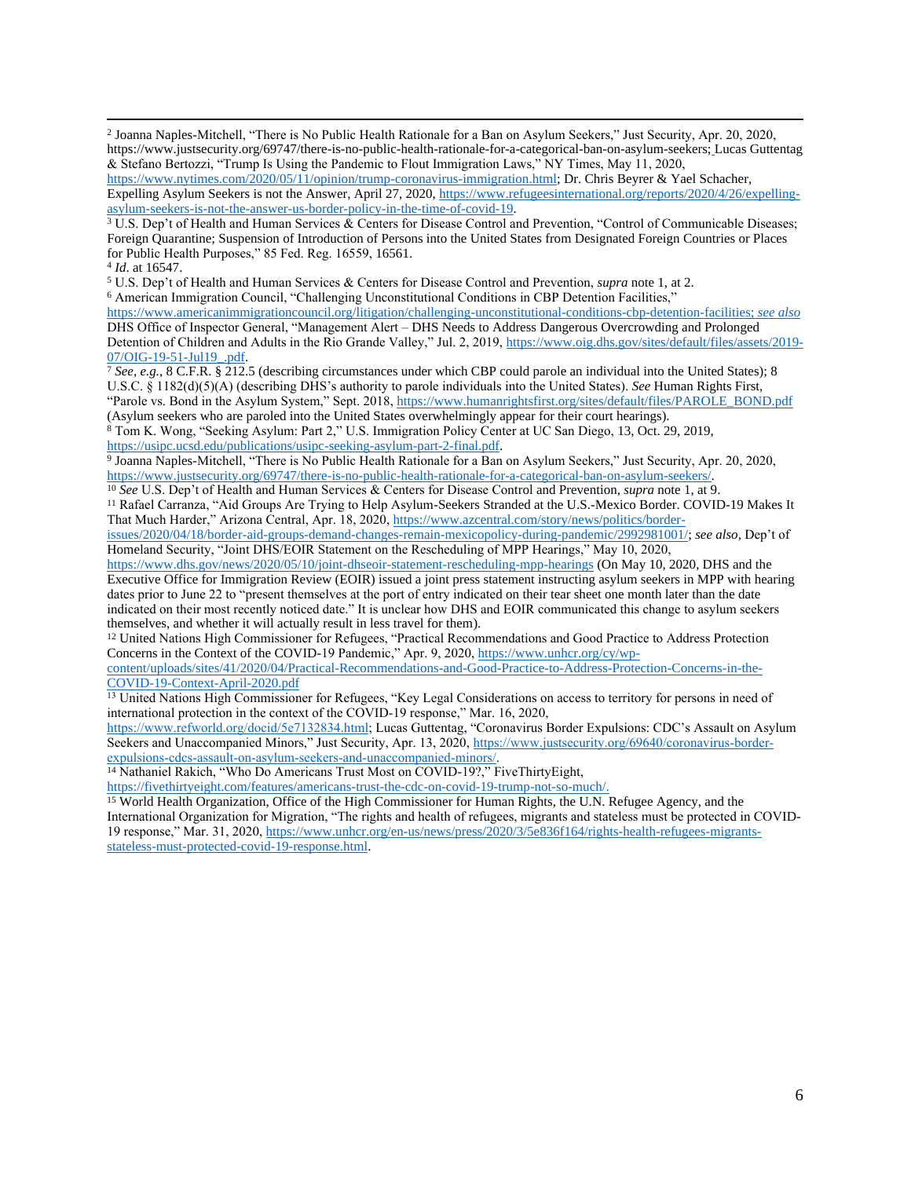[2] Joanna Naples-Mitchell, "There is No Public Health Rationale for a Ban on Asylum Seekers," Just Security, Apr. 20, 2020, https://www.justsecurity.org/69747/there-is-no-public-health-rationale-for-a-categorical-ban-on-asylum-seekers; Lucas Guttentag & Stefano Bertozzi, "Trump Is Using the Pandemic to Flout Immigration Laws," NY Times, May 11, 2020, https://www.nytimes.com/2020/05/11/opinion/trump-coronavirus-immigration.html; Dr. Chris Beyrer & Yael Schacher, Expelling Asylum Seekers is not the Answer, April 27, 2020, https://www.refugeesinternational.org/reports/2020/4/26/expelling-asylum-seekers-is-not-the-answer-us-border-policy-in-the-time-of-covid-19.

[3] U.S. Dep't of Health and Human Services & Centers for Disease Control and Prevention, "Control of Communicable Diseases; Foreign Quarantine; Suspension of Introduction of Persons into the United States from Designated Foreign Countries or Places for Public Health Purposes," 85 Fed. Reg. 16559, 16561.

[4] *Id*. at 16547.

[5] U.S. Dep't of Health and Human Services & Centers for Disease Control and Prevention, *supra* note 1, at 2.

[6] American Immigration Council, "Challenging Unconstitutional Conditions in CBP Detention Facilities," https://www.americanimmigrationcouncil.org/litigation/challenging-unconstitutional-conditions-cbp-detention-facilities; *see also* DHS Office of Inspector General, "Management Alert – DHS Needs to Address Dangerous Overcrowding and Prolonged Detention of Children and Adults in the Rio Grande Valley," Jul. 2, 2019, https://www.oig.dhs.gov/sites/default/files/assets/2019-07/OIG-19-51-Jul19_.pdf.

[7] *See, e.g.*, 8 C.F.R. § 212.5 (describing circumstances under which CBP could parole an individual into the United States); 8 U.S.C. § 1182(d)(5)(A) (describing DHS's authority to parole individuals into the United States). *See* Human Rights First, "Parole vs. Bond in the Asylum System," Sept. 2018, https://www.humanrightsfirst.org/sites/default/files/PAROLE_BOND.pdf (Asylum seekers who are paroled into the United States overwhelmingly appear for their court hearings).

[8] Tom K. Wong, "Seeking Asylum: Part 2," U.S. Immigration Policy Center at UC San Diego, 13, Oct. 29, 2019, https://usipc.ucsd.edu/publications/usipc-seeking-asylum-part-2-final.pdf.

[9] Joanna Naples-Mitchell, "There is No Public Health Rationale for a Ban on Asylum Seekers," Just Security, Apr. 20, 2020, https://www.justsecurity.org/69747/there-is-no-public-health-rationale-for-a-categorical-ban-on-asylum-seekers/.

[10] *See* U.S. Dep't of Health and Human Services & Centers for Disease Control and Prevention, *supra* note 1, at 9.

[11] Rafael Carranza, "Aid Groups Are Trying to Help Asylum-Seekers Stranded at the U.S.-Mexico Border. COVID-19 Makes It That Much Harder," Arizona Central, Apr. 18, 2020, https://www.azcentral.com/story/news/politics/border-issues/2020/04/18/border-aid-groups-demand-changes-remain-mexicopolicy-during-pandemic/2992981001/; *see also*, Dep't of Homeland Security, "Joint DHS/EOIR Statement on the Rescheduling of MPP Hearings," May 10, 2020, https://www.dhs.gov/news/2020/05/10/joint-dhseoir-statement-rescheduling-mpp-hearings (On May 10, 2020, DHS and the Executive Office for Immigration Review (EOIR) issued a joint press statement instructing asylum seekers in MPP with hearing dates prior to June 22 to "present themselves at the port of entry indicated on their tear sheet one month later than the date indicated on their most recently noticed date." It is unclear how DHS and EOIR communicated this change to asylum seekers themselves, and whether it will actually result in less travel for them).

[12] United Nations High Commissioner for Refugees, "Practical Recommendations and Good Practice to Address Protection Concerns in the Context of the COVID-19 Pandemic," Apr. 9, 2020, https://www.unhcr.org/cy/wp-content/uploads/sites/41/2020/04/Practical-Recommendations-and-Good-Practice-to-Address-Protection-Concerns-in-the-COVID-19-Context-April-2020.pdf

[13] United Nations High Commissioner for Refugees, "Key Legal Considerations on access to territory for persons in need of international protection in the context of the COVID-19 response," Mar. 16, 2020, https://www.refworld.org/docid/5e7132834.html; Lucas Guttentag, "Coronavirus Border Expulsions: CDC's Assault on Asylum Seekers and Unaccompanied Minors," Just Security, Apr. 13, 2020, https://www.justsecurity.org/69640/coronavirus-border-expulsions-cdcs-assault-on-asylum-seekers-and-unaccompanied-minors/.

[14] Nathaniel Rakich, "Who Do Americans Trust Most on COVID-19?," FiveThirtyEight, https://fivethirtyeight.com/features/americans-trust-the-cdc-on-covid-19-trump-not-so-much/.

[15] World Health Organization, Office of the High Commissioner for Human Rights, the U.N. Refugee Agency, and the International Organization for Migration, "The rights and health of refugees, migrants and stateless must be protected in COVID-19 response," Mar. 31, 2020, https://www.unhcr.org/en-us/news/press/2020/3/5e836f164/rights-health-refugees-migrants-stateless-must-protected-covid-19-response.html.